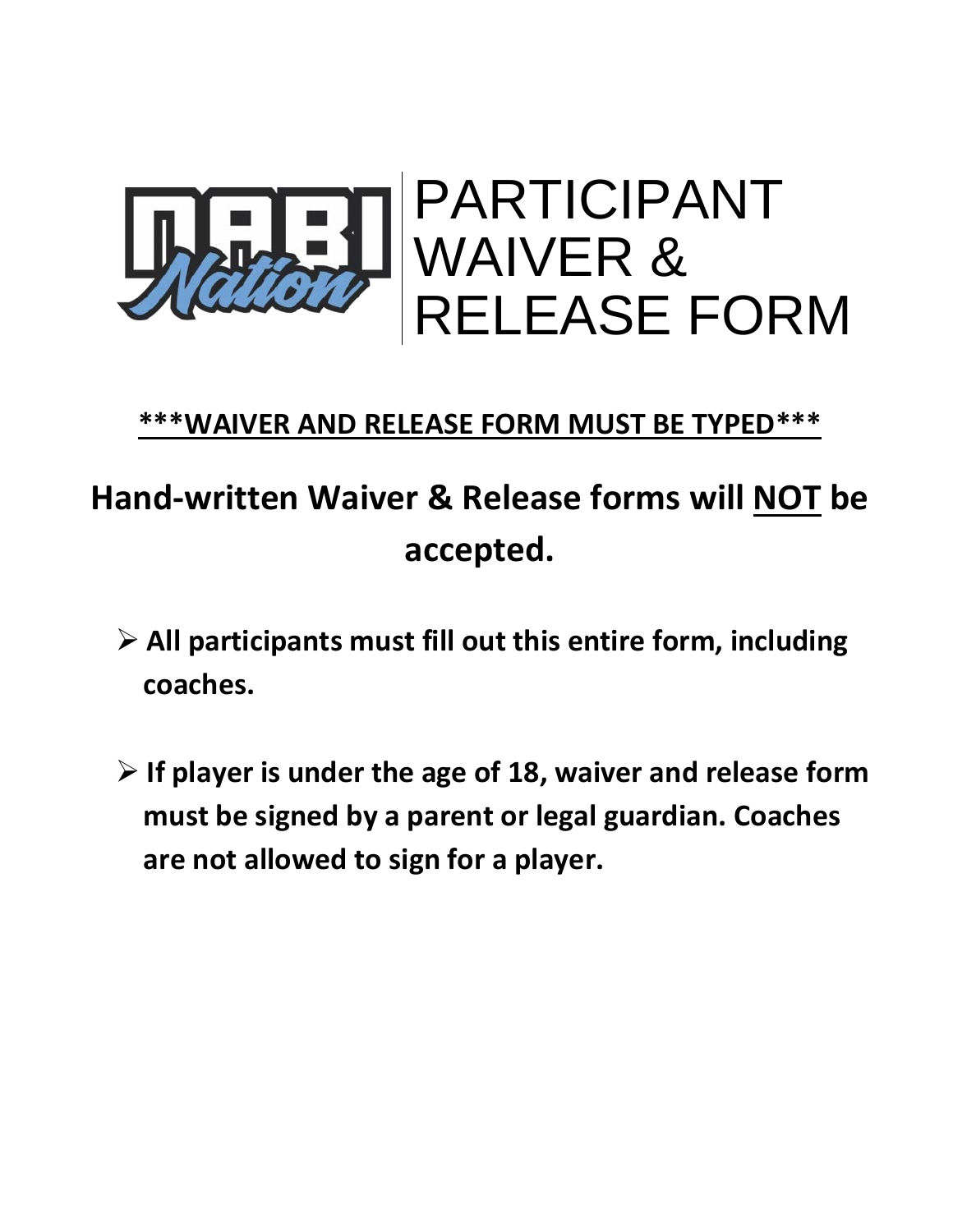# NABI Nation PARTICIPANT WAIVER & RELEASE FORM

**<u>\*\*\*WAIVER AND RELEASE FORM MUST BE TYPED\*\*\*</u>**

## Hand-written Waiver & Release forms will <u>NOT</u> be accepted.

- **All participants must fill out this entire form, including coaches.**
- **If player is under the age of 18, waiver and release form must be signed by a parent or legal guardian. Coaches are not allowed to sign for a player.**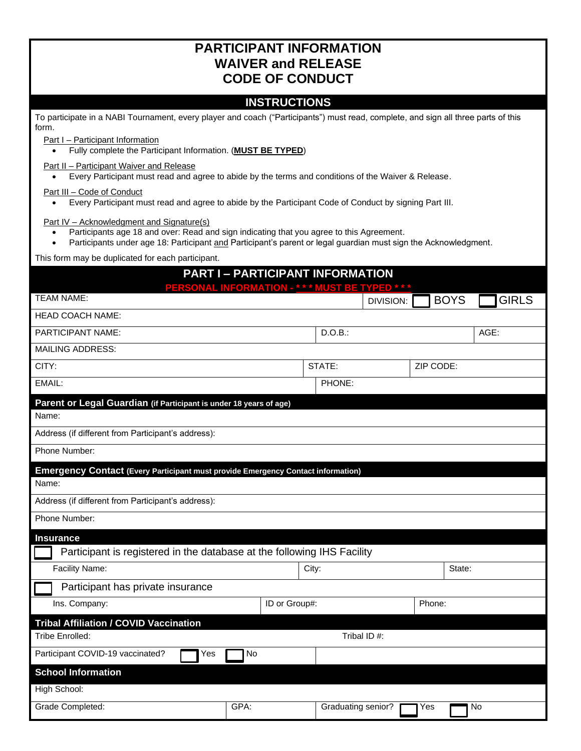# PARTICIPANT INFORMATION
# WAIVER and RELEASE
# CODE OF CONDUCT

## INSTRUCTIONS

To participate in a NABI Tournament, every player and coach ("Participants") must read, complete, and sign all three parts of this form.

Part I – Participant Information

- Fully complete the Participant Information. (**MUST BE TYPED**)

Part II – Participant Waiver and Release

- Every Participant must read and agree to abide by the terms and conditions of the Waiver & Release.

Part III – Code of Conduct

- Every Participant must read and agree to abide by the Participant Code of Conduct by signing Part III.

Part IV – Acknowledgment and Signature(s)

- Participants age 18 and over: Read and sign indicating that you agree to this Agreement.
- Participants under age 18: Participant and Participant's parent or legal guardian must sign the Acknowledgment.

This form may be duplicated for each participant.

## PART I – PARTICIPANT INFORMATION

**PERSONAL INFORMATION - * * * MUST BE TYPED * * ***

| TEAM NAME: | DIVISION: ☐ BOYS ☐ GIRLS | |
|---|---|---|
| HEAD COACH NAME: | | |
| PARTICIPANT NAME: | D.O.B.: | AGE: |
| MAILING ADDRESS: | | |
| CITY: | STATE: | ZIP CODE: |
| EMAIL: | PHONE: | |

**Parent or Legal Guardian (if Participant is under 18 years of age)**

Name:

Address (if different from Participant's address):

Phone Number:

**Emergency Contact (Every Participant must provide Emergency Contact information)**

Name:

Address (if different from Participant's address):

Phone Number:

**Insurance**

☐ Participant is registered in the database at the following IHS Facility

| Facility Name: | City: | State: |
|---|---|---|

☐ Participant has private insurance

| Ins. Company: | ID or Group#: | Phone: |
|---|---|---|

**Tribal Affiliation / COVID Vaccination**

| Tribe Enrolled: | Tribal ID #: |
|---|---|
| Participant COVID-19 vaccinated? ☐ Yes ☐ No | |

**School Information**

High School:

| Grade Completed: | GPA: | Graduating senior? ☐ Yes ☐ No |
|---|---|---|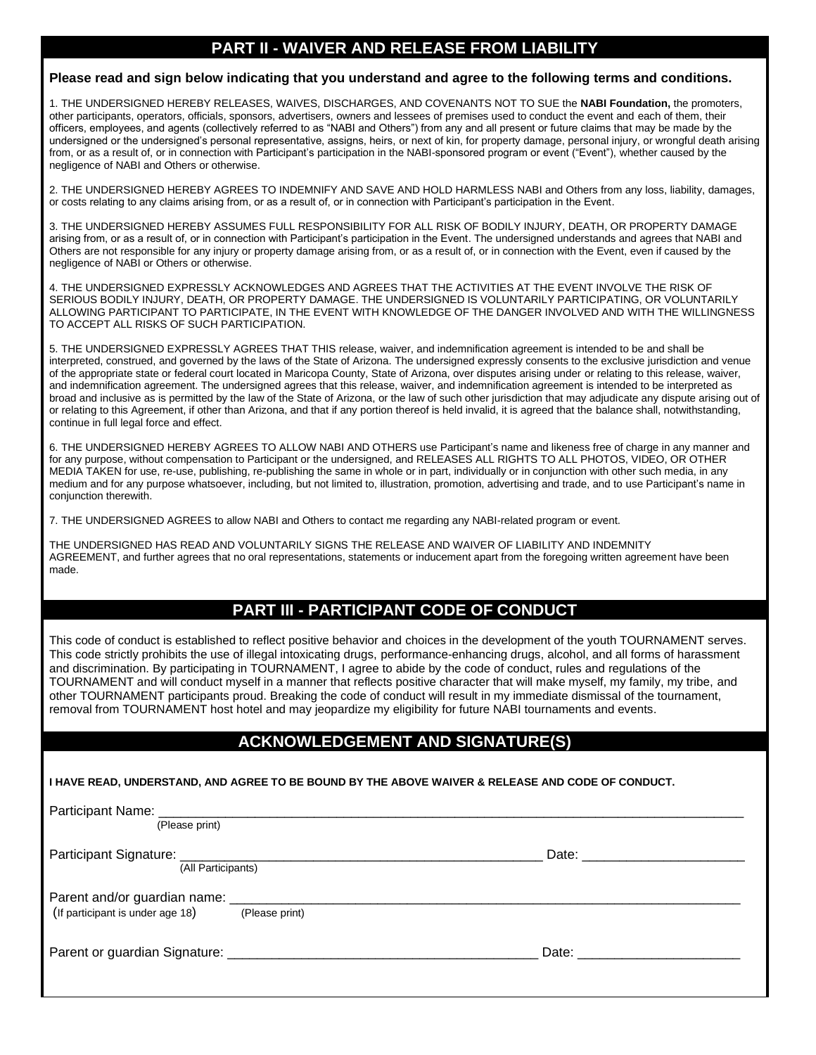## PART II - WAIVER AND RELEASE FROM LIABILITY

**Please read and sign below indicating that you understand and agree to the following terms and conditions.**

1. THE UNDERSIGNED HEREBY RELEASES, WAIVES, DISCHARGES, AND COVENANTS NOT TO SUE the **NABI Foundation,** the promoters, other participants, operators, officials, sponsors, advertisers, owners and lessees of premises used to conduct the event and each of them, their officers, employees, and agents (collectively referred to as "NABI and Others") from any and all present or future claims that may be made by the undersigned or the undersigned's personal representative, assigns, heirs, or next of kin, for property damage, personal injury, or wrongful death arising from, or as a result of, or in connection with Participant's participation in the NABI-sponsored program or event ("Event"), whether caused by the negligence of NABI and Others or otherwise.

2. THE UNDERSIGNED HEREBY AGREES TO INDEMNIFY AND SAVE AND HOLD HARMLESS NABI and Others from any loss, liability, damages, or costs relating to any claims arising from, or as a result of, or in connection with Participant's participation in the Event.

3. THE UNDERSIGNED HEREBY ASSUMES FULL RESPONSIBILITY FOR ALL RISK OF BODILY INJURY, DEATH, OR PROPERTY DAMAGE arising from, or as a result of, or in connection with Participant's participation in the Event. The undersigned understands and agrees that NABI and Others are not responsible for any injury or property damage arising from, or as a result of, or in connection with the Event, even if caused by the negligence of NABI or Others or otherwise.

4. THE UNDERSIGNED EXPRESSLY ACKNOWLEDGES AND AGREES THAT THE ACTIVITIES AT THE EVENT INVOLVE THE RISK OF SERIOUS BODILY INJURY, DEATH, OR PROPERTY DAMAGE. THE UNDERSIGNED IS VOLUNTARILY PARTICIPATING, OR VOLUNTARILY ALLOWING PARTICIPANT TO PARTICIPATE, IN THE EVENT WITH KNOWLEDGE OF THE DANGER INVOLVED AND WITH THE WILLINGNESS TO ACCEPT ALL RISKS OF SUCH PARTICIPATION.

5. THE UNDERSIGNED EXPRESSLY AGREES THAT THIS release, waiver, and indemnification agreement is intended to be and shall be interpreted, construed, and governed by the laws of the State of Arizona. The undersigned expressly consents to the exclusive jurisdiction and venue of the appropriate state or federal court located in Maricopa County, State of Arizona, over disputes arising under or relating to this release, waiver, and indemnification agreement. The undersigned agrees that this release, waiver, and indemnification agreement is intended to be interpreted as broad and inclusive as is permitted by the law of the State of Arizona, or the law of such other jurisdiction that may adjudicate any dispute arising out of or relating to this Agreement, if other than Arizona, and that if any portion thereof is held invalid, it is agreed that the balance shall, notwithstanding, continue in full legal force and effect.

6. THE UNDERSIGNED HEREBY AGREES TO ALLOW NABI AND OTHERS use Participant's name and likeness free of charge in any manner and for any purpose, without compensation to Participant or the undersigned, and RELEASES ALL RIGHTS TO ALL PHOTOS, VIDEO, OR OTHER MEDIA TAKEN for use, re-use, publishing, re-publishing the same in whole or in part, individually or in conjunction with other such media, in any medium and for any purpose whatsoever, including, but not limited to, illustration, promotion, advertising and trade, and to use Participant's name in conjunction therewith.

7. THE UNDERSIGNED AGREES to allow NABI and Others to contact me regarding any NABI-related program or event.

THE UNDERSIGNED HAS READ AND VOLUNTARILY SIGNS THE RELEASE AND WAIVER OF LIABILITY AND INDEMNITY AGREEMENT, and further agrees that no oral representations, statements or inducement apart from the foregoing written agreement have been made.

## PART III - PARTICIPANT CODE OF CONDUCT

This code of conduct is established to reflect positive behavior and choices in the development of the youth TOURNAMENT serves. This code strictly prohibits the use of illegal intoxicating drugs, performance-enhancing drugs, alcohol, and all forms of harassment and discrimination. By participating in TOURNAMENT, I agree to abide by the code of conduct, rules and regulations of the TOURNAMENT and will conduct myself in a manner that reflects positive character that will make myself, my family, my tribe, and other TOURNAMENT participants proud. Breaking the code of conduct will result in my immediate dismissal of the tournament, removal from TOURNAMENT host hotel and may jeopardize my eligibility for future NABI tournaments and events.

## ACKNOWLEDGEMENT AND SIGNATURE(S)

**I HAVE READ, UNDERSTAND, AND AGREE TO BE BOUND BY THE ABOVE WAIVER & RELEASE AND CODE OF CONDUCT.**

Participant Name: ____________________________________________________________
(Please print)

Participant Signature: ____________________________________________ Date: ____________________
(All Participants)

Parent and/or guardian name: ____________________________________________________________
(If participant is under age 18) (Please print)

Parent or guardian Signature: ______________________________________ Date: ____________________